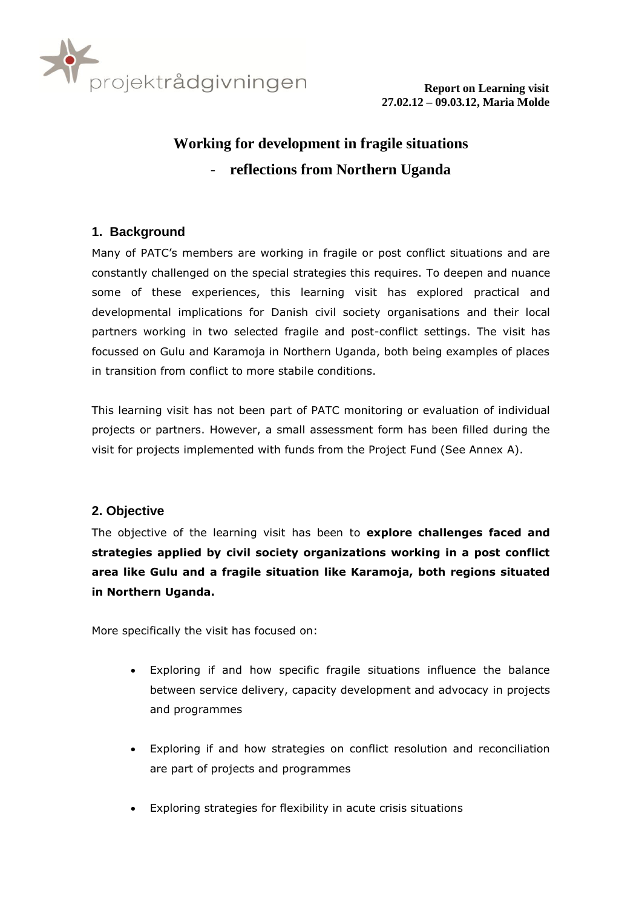projektrådgivningen

**Report on Learning visit**
**27.02.12 – 09.03.12, Maria Molde**

# Working for development in fragile situations

## - reflections from Northern Uganda

## 1. Background

Many of PATC's members are working in fragile or post conflict situations and are constantly challenged on the special strategies this requires. To deepen and nuance some of these experiences, this learning visit has explored practical and developmental implications for Danish civil society organisations and their local partners working in two selected fragile and post-conflict settings. The visit has focussed on Gulu and Karamoja in Northern Uganda, both being examples of places in transition from conflict to more stabile conditions.

This learning visit has not been part of PATC monitoring or evaluation of individual projects or partners. However, a small assessment form has been filled during the visit for projects implemented with funds from the Project Fund (See Annex A).

## 2. Objective

The objective of the learning visit has been to **explore challenges faced and strategies applied by civil society organizations working in a post conflict area like Gulu and a fragile situation like Karamoja, both regions situated in Northern Uganda.**

More specifically the visit has focused on:

- Exploring if and how specific fragile situations influence the balance between service delivery, capacity development and advocacy in projects and programmes
- Exploring if and how strategies on conflict resolution and reconciliation are part of projects and programmes
- Exploring strategies for flexibility in acute crisis situations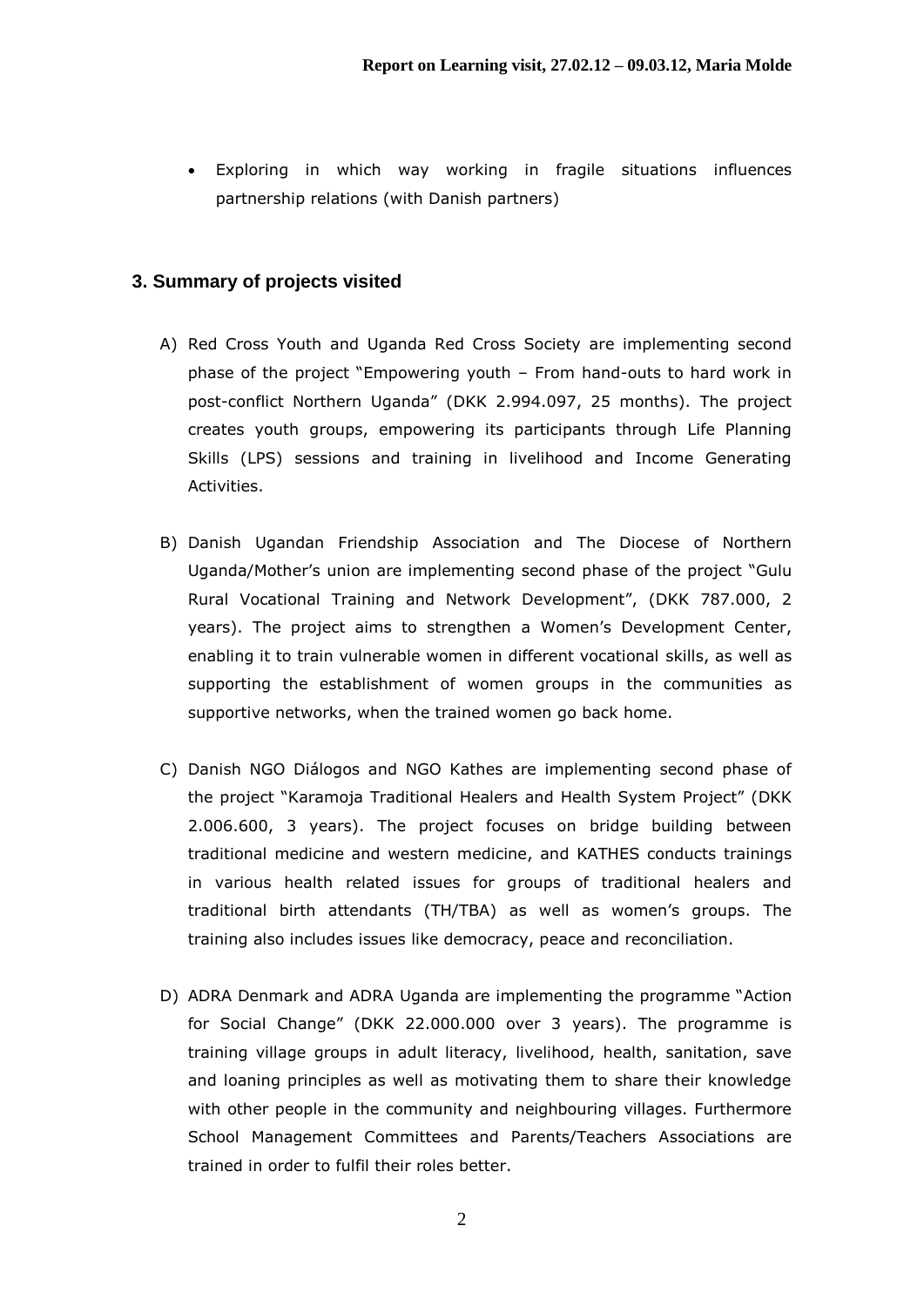- Exploring in which way working in fragile situations influences partnership relations (with Danish partners)

## 3. Summary of projects visited

A) Red Cross Youth and Uganda Red Cross Society are implementing second phase of the project "Empowering youth – From hand-outs to hard work in post-conflict Northern Uganda" (DKK 2.994.097, 25 months). The project creates youth groups, empowering its participants through Life Planning Skills (LPS) sessions and training in livelihood and Income Generating Activities.

B) Danish Ugandan Friendship Association and The Diocese of Northern Uganda/Mother's union are implementing second phase of the project "Gulu Rural Vocational Training and Network Development", (DKK 787.000, 2 years). The project aims to strengthen a Women's Development Center, enabling it to train vulnerable women in different vocational skills, as well as supporting the establishment of women groups in the communities as supportive networks, when the trained women go back home.

C) Danish NGO Diálogos and NGO Kathes are implementing second phase of the project "Karamoja Traditional Healers and Health System Project" (DKK 2.006.600, 3 years). The project focuses on bridge building between traditional medicine and western medicine, and KATHES conducts trainings in various health related issues for groups of traditional healers and traditional birth attendants (TH/TBA) as well as women's groups. The training also includes issues like democracy, peace and reconciliation.

D) ADRA Denmark and ADRA Uganda are implementing the programme "Action for Social Change" (DKK 22.000.000 over 3 years). The programme is training village groups in adult literacy, livelihood, health, sanitation, save and loaning principles as well as motivating them to share their knowledge with other people in the community and neighbouring villages. Furthermore School Management Committees and Parents/Teachers Associations are trained in order to fulfil their roles better.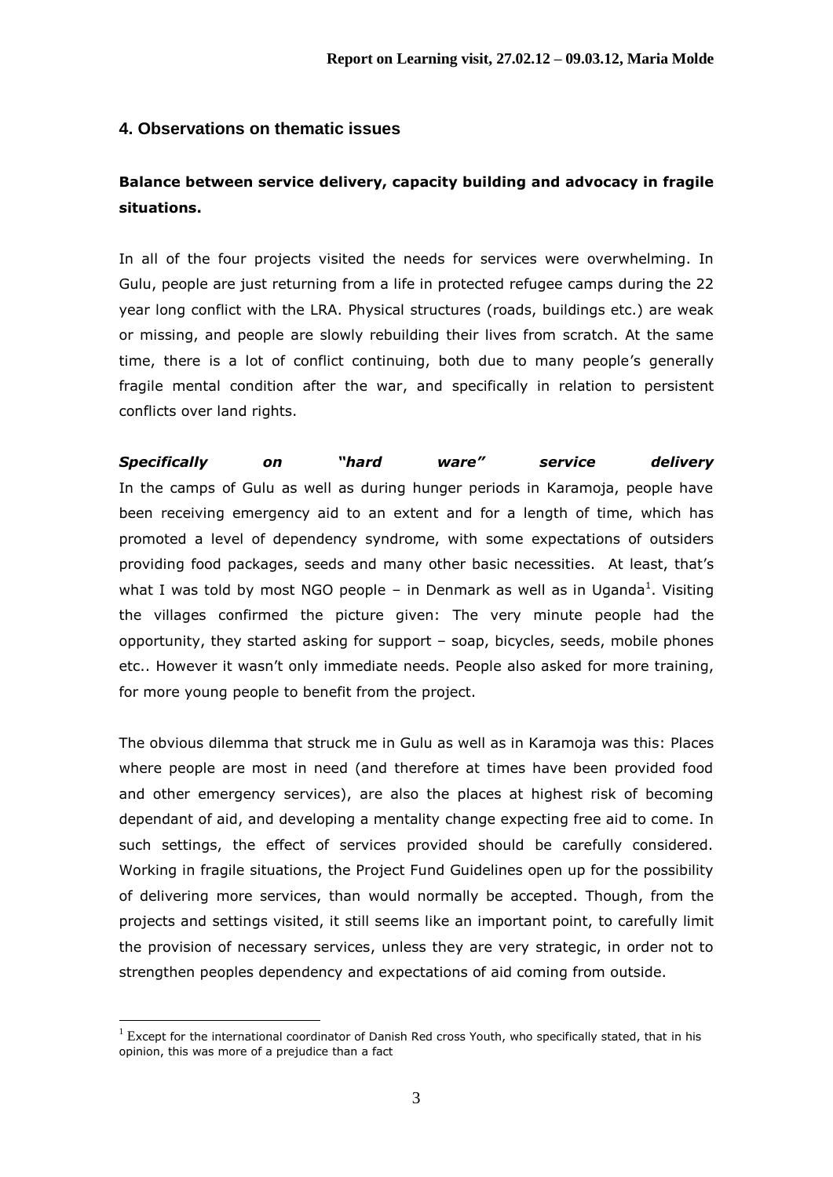## 4. Observations on thematic issues

### Balance between service delivery, capacity building and advocacy in fragile situations.

In all of the four projects visited the needs for services were overwhelming. In Gulu, people are just returning from a life in protected refugee camps during the 22 year long conflict with the LRA. Physical structures (roads, buildings etc.) are weak or missing, and people are slowly rebuilding their lives from scratch. At the same time, there is a lot of conflict continuing, both due to many people's generally fragile mental condition after the war, and specifically in relation to persistent conflicts over land rights.

***Specifically on "hard ware" service delivery***

In the camps of Gulu as well as during hunger periods in Karamoja, people have been receiving emergency aid to an extent and for a length of time, which has promoted a level of dependency syndrome, with some expectations of outsiders providing food packages, seeds and many other basic necessities. At least, that's what I was told by most NGO people – in Denmark as well as in Uganda[1]. Visiting the villages confirmed the picture given: The very minute people had the opportunity, they started asking for support – soap, bicycles, seeds, mobile phones etc.. However it wasn't only immediate needs. People also asked for more training, for more young people to benefit from the project.

The obvious dilemma that struck me in Gulu as well as in Karamoja was this: Places where people are most in need (and therefore at times have been provided food and other emergency services), are also the places at highest risk of becoming dependant of aid, and developing a mentality change expecting free aid to come. In such settings, the effect of services provided should be carefully considered. Working in fragile situations, the Project Fund Guidelines open up for the possibility of delivering more services, than would normally be accepted. Though, from the projects and settings visited, it still seems like an important point, to carefully limit the provision of necessary services, unless they are very strategic, in order not to strengthen peoples dependency and expectations of aid coming from outside.

[1] Except for the international coordinator of Danish Red cross Youth, who specifically stated, that in his opinion, this was more of a prejudice than a fact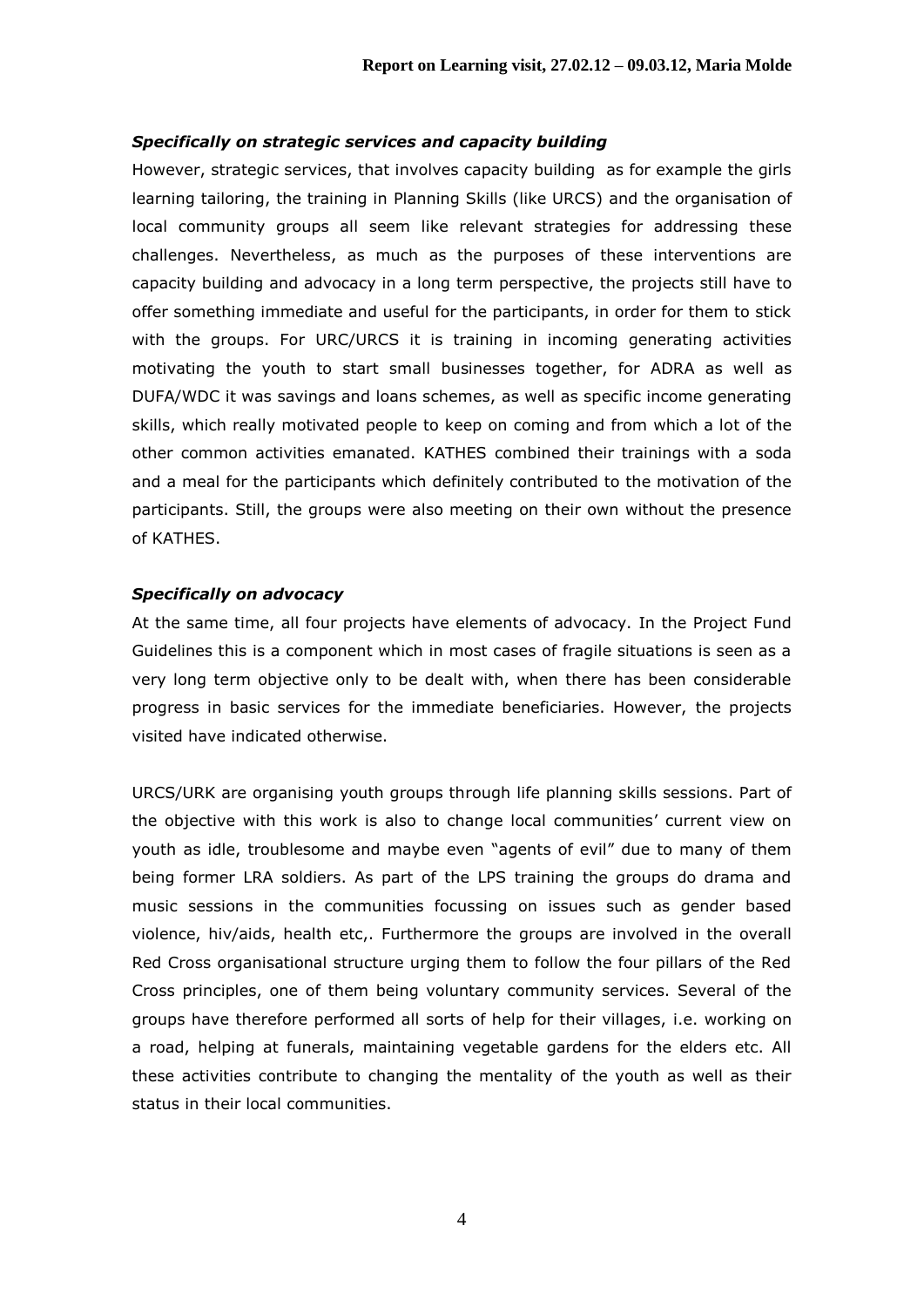### *Specifically on strategic services and capacity building*

However, strategic services, that involves capacity building as for example the girls learning tailoring, the training in Planning Skills (like URCS) and the organisation of local community groups all seem like relevant strategies for addressing these challenges. Nevertheless, as much as the purposes of these interventions are capacity building and advocacy in a long term perspective, the projects still have to offer something immediate and useful for the participants, in order for them to stick with the groups. For URC/URCS it is training in incoming generating activities motivating the youth to start small businesses together, for ADRA as well as DUFA/WDC it was savings and loans schemes, as well as specific income generating skills, which really motivated people to keep on coming and from which a lot of the other common activities emanated. KATHES combined their trainings with a soda and a meal for the participants which definitely contributed to the motivation of the participants. Still, the groups were also meeting on their own without the presence of KATHES.

### *Specifically on advocacy*

At the same time, all four projects have elements of advocacy. In the Project Fund Guidelines this is a component which in most cases of fragile situations is seen as a very long term objective only to be dealt with, when there has been considerable progress in basic services for the immediate beneficiaries. However, the projects visited have indicated otherwise.

URCS/URK are organising youth groups through life planning skills sessions. Part of the objective with this work is also to change local communities' current view on youth as idle, troublesome and maybe even "agents of evil" due to many of them being former LRA soldiers. As part of the LPS training the groups do drama and music sessions in the communities focussing on issues such as gender based violence, hiv/aids, health etc,. Furthermore the groups are involved in the overall Red Cross organisational structure urging them to follow the four pillars of the Red Cross principles, one of them being voluntary community services. Several of the groups have therefore performed all sorts of help for their villages, i.e. working on a road, helping at funerals, maintaining vegetable gardens for the elders etc. All these activities contribute to changing the mentality of the youth as well as their status in their local communities.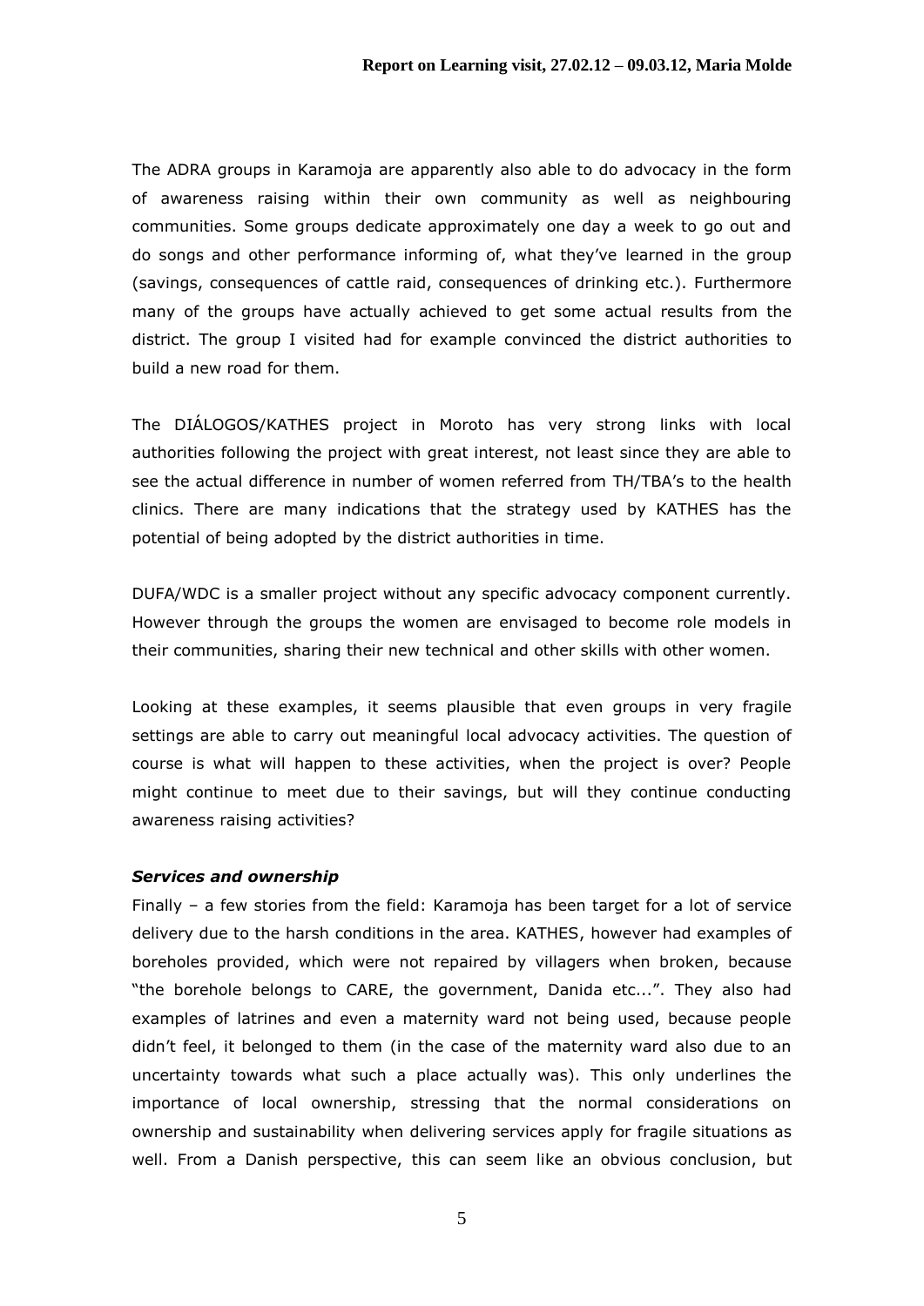The ADRA groups in Karamoja are apparently also able to do advocacy in the form of awareness raising within their own community as well as neighbouring communities. Some groups dedicate approximately one day a week to go out and do songs and other performance informing of, what they've learned in the group (savings, consequences of cattle raid, consequences of drinking etc.). Furthermore many of the groups have actually achieved to get some actual results from the district. The group I visited had for example convinced the district authorities to build a new road for them.

The DIÁLOGOS/KATHES project in Moroto has very strong links with local authorities following the project with great interest, not least since they are able to see the actual difference in number of women referred from TH/TBA's to the health clinics. There are many indications that the strategy used by KATHES has the potential of being adopted by the district authorities in time.

DUFA/WDC is a smaller project without any specific advocacy component currently. However through the groups the women are envisaged to become role models in their communities, sharing their new technical and other skills with other women.

Looking at these examples, it seems plausible that even groups in very fragile settings are able to carry out meaningful local advocacy activities. The question of course is what will happen to these activities, when the project is over? People might continue to meet due to their savings, but will they continue conducting awareness raising activities?

***Services and ownership***

Finally – a few stories from the field: Karamoja has been target for a lot of service delivery due to the harsh conditions in the area. KATHES, however had examples of boreholes provided, which were not repaired by villagers when broken, because "the borehole belongs to CARE, the government, Danida etc...". They also had examples of latrines and even a maternity ward not being used, because people didn't feel, it belonged to them (in the case of the maternity ward also due to an uncertainty towards what such a place actually was). This only underlines the importance of local ownership, stressing that the normal considerations on ownership and sustainability when delivering services apply for fragile situations as well. From a Danish perspective, this can seem like an obvious conclusion, but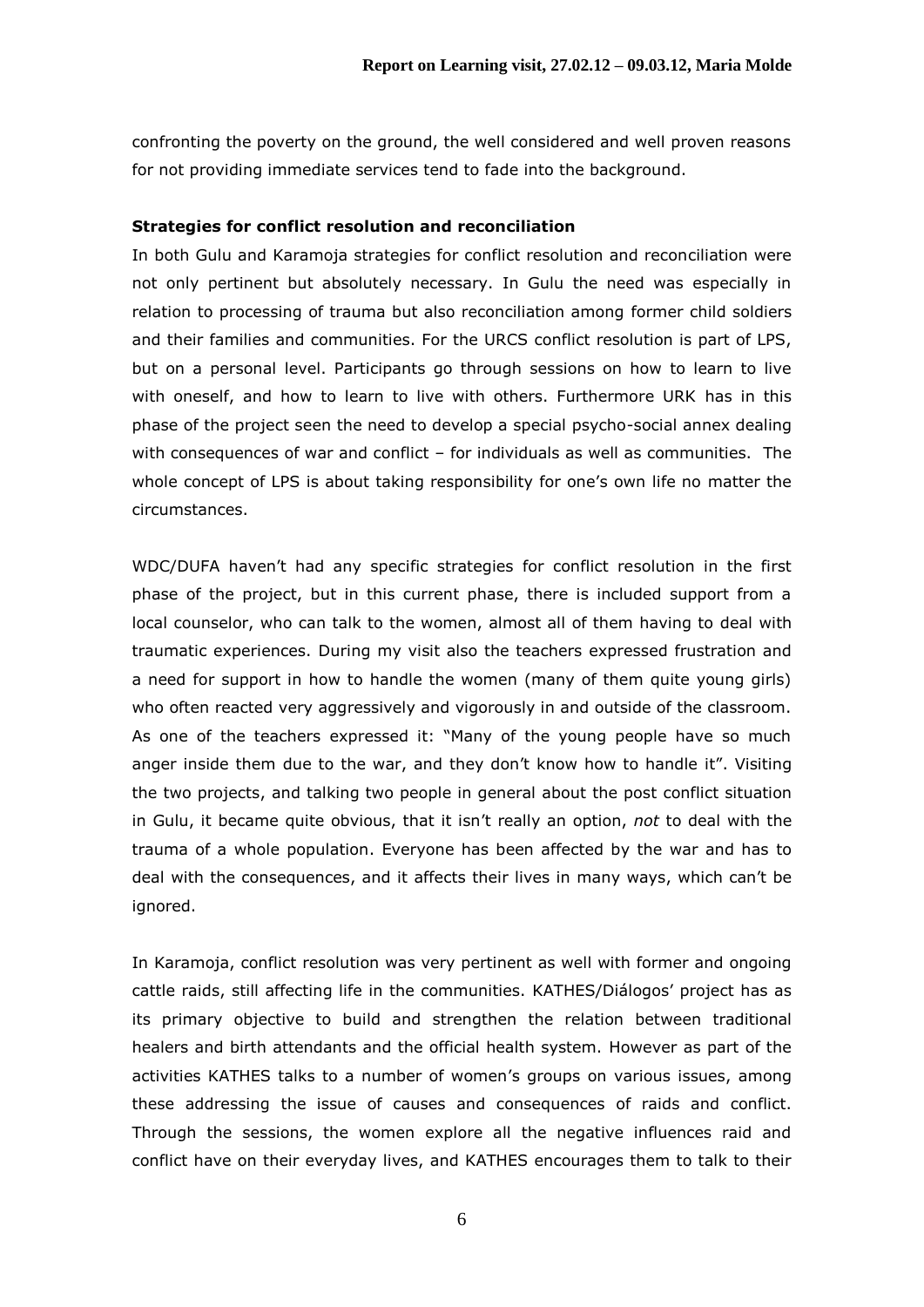confronting the poverty on the ground, the well considered and well proven reasons for not providing immediate services tend to fade into the background.

**Strategies for conflict resolution and reconciliation**

In both Gulu and Karamoja strategies for conflict resolution and reconciliation were not only pertinent but absolutely necessary. In Gulu the need was especially in relation to processing of trauma but also reconciliation among former child soldiers and their families and communities. For the URCS conflict resolution is part of LPS, but on a personal level. Participants go through sessions on how to learn to live with oneself, and how to learn to live with others. Furthermore URK has in this phase of the project seen the need to develop a special psycho-social annex dealing with consequences of war and conflict – for individuals as well as communities. The whole concept of LPS is about taking responsibility for one's own life no matter the circumstances.

WDC/DUFA haven't had any specific strategies for conflict resolution in the first phase of the project, but in this current phase, there is included support from a local counselor, who can talk to the women, almost all of them having to deal with traumatic experiences. During my visit also the teachers expressed frustration and a need for support in how to handle the women (many of them quite young girls) who often reacted very aggressively and vigorously in and outside of the classroom. As one of the teachers expressed it: "Many of the young people have so much anger inside them due to the war, and they don't know how to handle it". Visiting the two projects, and talking two people in general about the post conflict situation in Gulu, it became quite obvious, that it isn't really an option, *not* to deal with the trauma of a whole population. Everyone has been affected by the war and has to deal with the consequences, and it affects their lives in many ways, which can't be ignored.

In Karamoja, conflict resolution was very pertinent as well with former and ongoing cattle raids, still affecting life in the communities. KATHES/Diálogos' project has as its primary objective to build and strengthen the relation between traditional healers and birth attendants and the official health system. However as part of the activities KATHES talks to a number of women's groups on various issues, among these addressing the issue of causes and consequences of raids and conflict. Through the sessions, the women explore all the negative influences raid and conflict have on their everyday lives, and KATHES encourages them to talk to their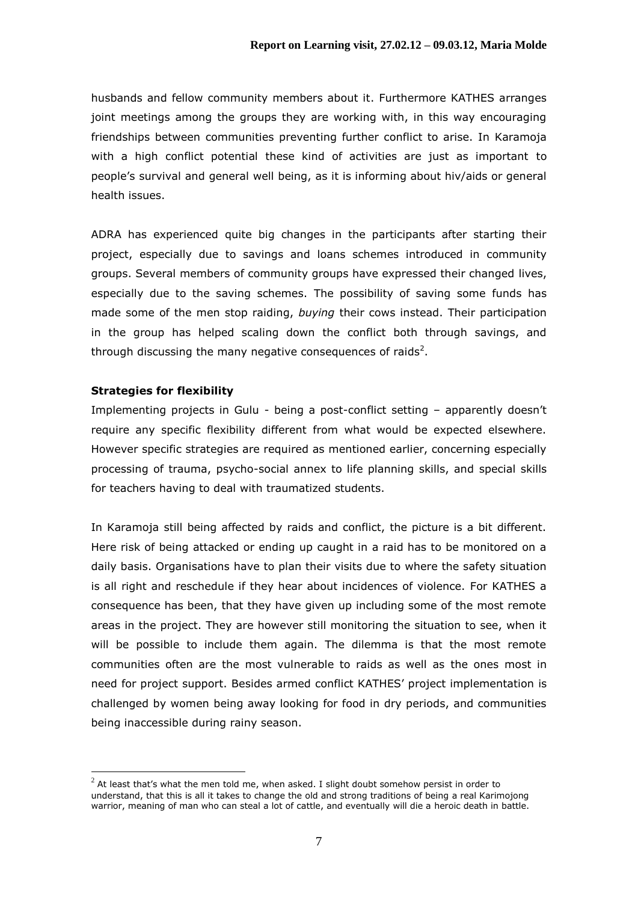husbands and fellow community members about it. Furthermore KATHES arranges joint meetings among the groups they are working with, in this way encouraging friendships between communities preventing further conflict to arise. In Karamoja with a high conflict potential these kind of activities are just as important to people's survival and general well being, as it is informing about hiv/aids or general health issues.

ADRA has experienced quite big changes in the participants after starting their project, especially due to savings and loans schemes introduced in community groups. Several members of community groups have expressed their changed lives, especially due to the saving schemes. The possibility of saving some funds has made some of the men stop raiding, *buying* their cows instead. Their participation in the group has helped scaling down the conflict both through savings, and through discussing the many negative consequences of raids[2].

**Strategies for flexibility**

Implementing projects in Gulu - being a post-conflict setting – apparently doesn't require any specific flexibility different from what would be expected elsewhere. However specific strategies are required as mentioned earlier, concerning especially processing of trauma, psycho-social annex to life planning skills, and special skills for teachers having to deal with traumatized students.

In Karamoja still being affected by raids and conflict, the picture is a bit different. Here risk of being attacked or ending up caught in a raid has to be monitored on a daily basis. Organisations have to plan their visits due to where the safety situation is all right and reschedule if they hear about incidences of violence. For KATHES a consequence has been, that they have given up including some of the most remote areas in the project. They are however still monitoring the situation to see, when it will be possible to include them again. The dilemma is that the most remote communities often are the most vulnerable to raids as well as the ones most in need for project support. Besides armed conflict KATHES' project implementation is challenged by women being away looking for food in dry periods, and communities being inaccessible during rainy season.

[2] At least that's what the men told me, when asked. I slight doubt somehow persist in order to understand, that this is all it takes to change the old and strong traditions of being a real Karimojong warrior, meaning of man who can steal a lot of cattle, and eventually will die a heroic death in battle.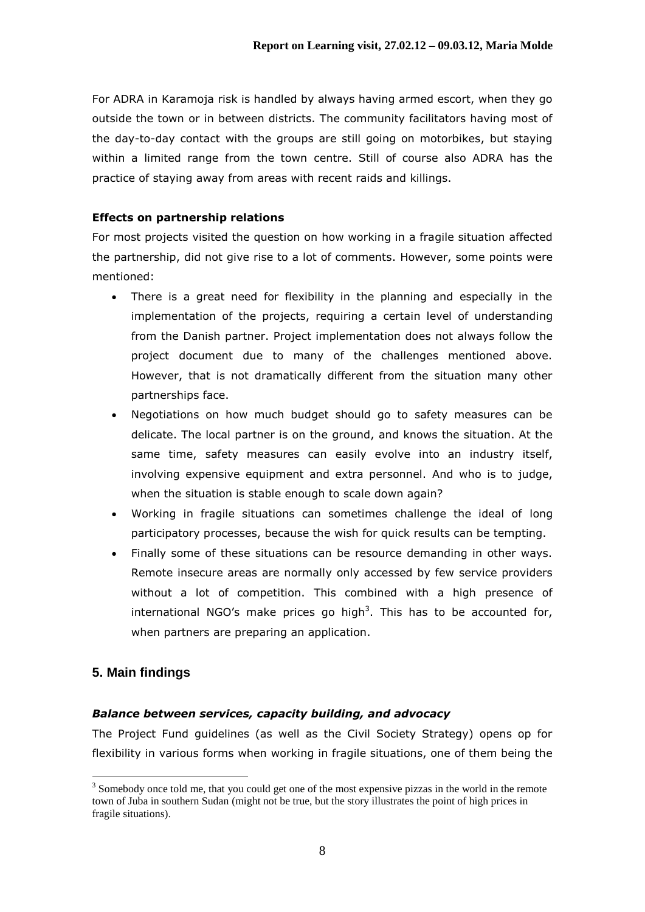For ADRA in Karamoja risk is handled by always having armed escort, when they go outside the town or in between districts. The community facilitators having most of the day-to-day contact with the groups are still going on motorbikes, but staying within a limited range from the town centre. Still of course also ADRA has the practice of staying away from areas with recent raids and killings.

**Effects on partnership relations**

For most projects visited the question on how working in a fragile situation affected the partnership, did not give rise to a lot of comments. However, some points were mentioned:

- There is a great need for flexibility in the planning and especially in the implementation of the projects, requiring a certain level of understanding from the Danish partner. Project implementation does not always follow the project document due to many of the challenges mentioned above. However, that is not dramatically different from the situation many other partnerships face.
- Negotiations on how much budget should go to safety measures can be delicate. The local partner is on the ground, and knows the situation. At the same time, safety measures can easily evolve into an industry itself, involving expensive equipment and extra personnel. And who is to judge, when the situation is stable enough to scale down again?
- Working in fragile situations can sometimes challenge the ideal of long participatory processes, because the wish for quick results can be tempting.
- Finally some of these situations can be resource demanding in other ways. Remote insecure areas are normally only accessed by few service providers without a lot of competition. This combined with a high presence of international NGO's make prices go high[3]. This has to be accounted for, when partners are preparing an application.

## 5. Main findings

***Balance between services, capacity building, and advocacy***

The Project Fund guidelines (as well as the Civil Society Strategy) opens op for flexibility in various forms when working in fragile situations, one of them being the

[3] Somebody once told me, that you could get one of the most expensive pizzas in the world in the remote town of Juba in southern Sudan (might not be true, but the story illustrates the point of high prices in fragile situations).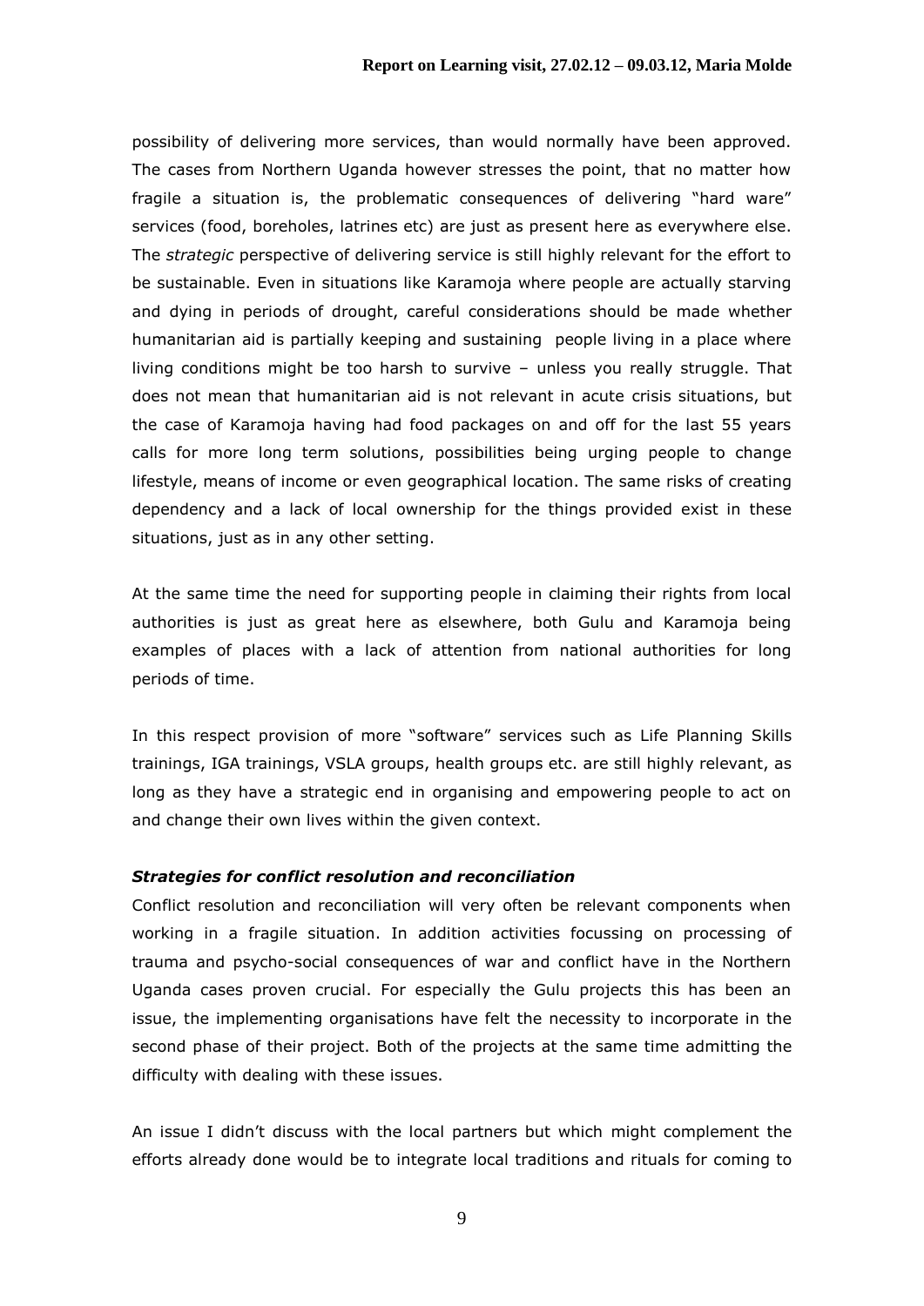possibility of delivering more services, than would normally have been approved. The cases from Northern Uganda however stresses the point, that no matter how fragile a situation is, the problematic consequences of delivering "hard ware" services (food, boreholes, latrines etc) are just as present here as everywhere else. The *strategic* perspective of delivering service is still highly relevant for the effort to be sustainable. Even in situations like Karamoja where people are actually starving and dying in periods of drought, careful considerations should be made whether humanitarian aid is partially keeping and sustaining people living in a place where living conditions might be too harsh to survive – unless you really struggle. That does not mean that humanitarian aid is not relevant in acute crisis situations, but the case of Karamoja having had food packages on and off for the last 55 years calls for more long term solutions, possibilities being urging people to change lifestyle, means of income or even geographical location. The same risks of creating dependency and a lack of local ownership for the things provided exist in these situations, just as in any other setting.

At the same time the need for supporting people in claiming their rights from local authorities is just as great here as elsewhere, both Gulu and Karamoja being examples of places with a lack of attention from national authorities for long periods of time.

In this respect provision of more "software" services such as Life Planning Skills trainings, IGA trainings, VSLA groups, health groups etc. are still highly relevant, as long as they have a strategic end in organising and empowering people to act on and change their own lives within the given context.

***Strategies for conflict resolution and reconciliation***

Conflict resolution and reconciliation will very often be relevant components when working in a fragile situation. In addition activities focussing on processing of trauma and psycho-social consequences of war and conflict have in the Northern Uganda cases proven crucial. For especially the Gulu projects this has been an issue, the implementing organisations have felt the necessity to incorporate in the second phase of their project. Both of the projects at the same time admitting the difficulty with dealing with these issues.

An issue I didn't discuss with the local partners but which might complement the efforts already done would be to integrate local traditions and rituals for coming to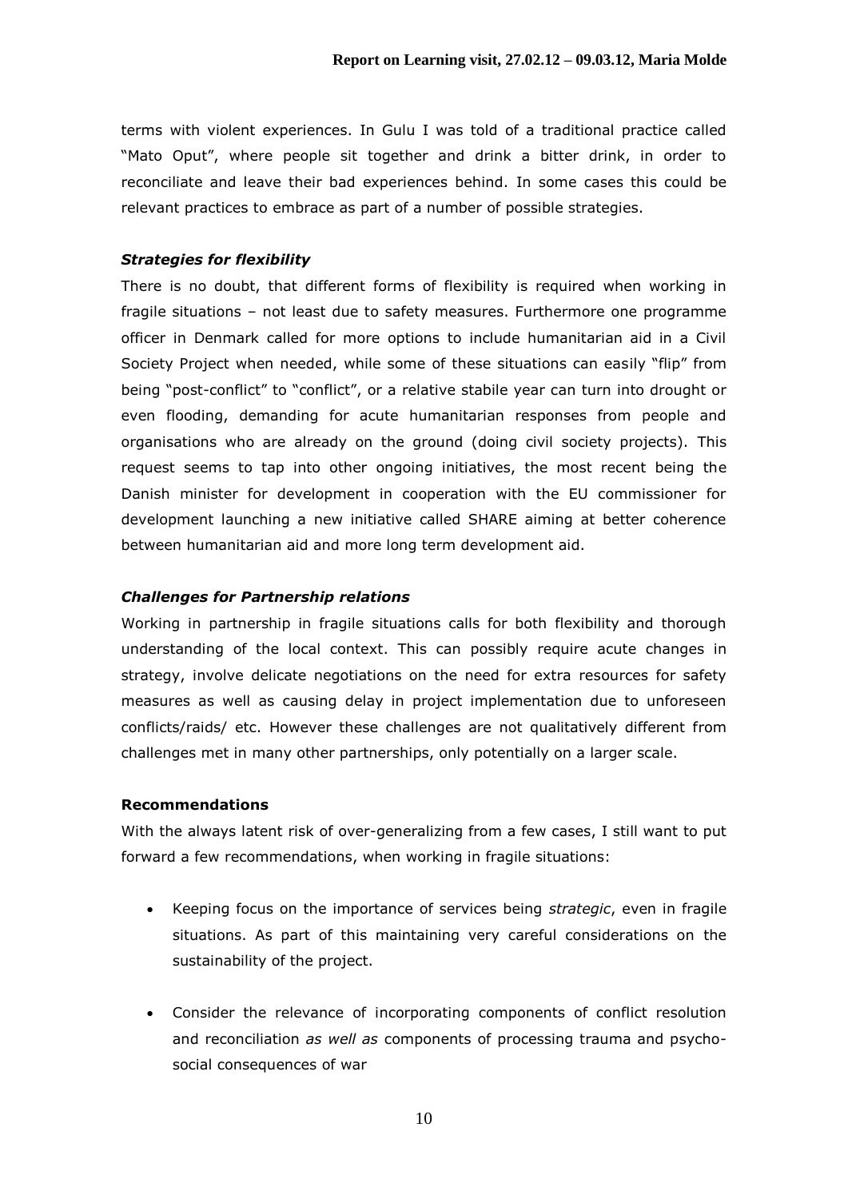terms with violent experiences. In Gulu I was told of a traditional practice called "Mato Oput", where people sit together and drink a bitter drink, in order to reconciliate and leave their bad experiences behind. In some cases this could be relevant practices to embrace as part of a number of possible strategies.

***Strategies for flexibility***

There is no doubt, that different forms of flexibility is required when working in fragile situations – not least due to safety measures. Furthermore one programme officer in Denmark called for more options to include humanitarian aid in a Civil Society Project when needed, while some of these situations can easily "flip" from being "post-conflict" to "conflict", or a relative stabile year can turn into drought or even flooding, demanding for acute humanitarian responses from people and organisations who are already on the ground (doing civil society projects). This request seems to tap into other ongoing initiatives, the most recent being the Danish minister for development in cooperation with the EU commissioner for development launching a new initiative called SHARE aiming at better coherence between humanitarian aid and more long term development aid.

***Challenges for Partnership relations***

Working in partnership in fragile situations calls for both flexibility and thorough understanding of the local context. This can possibly require acute changes in strategy, involve delicate negotiations on the need for extra resources for safety measures as well as causing delay in project implementation due to unforeseen conflicts/raids/ etc. However these challenges are not qualitatively different from challenges met in many other partnerships, only potentially on a larger scale.

**Recommendations**

With the always latent risk of over-generalizing from a few cases, I still want to put forward a few recommendations, when working in fragile situations:

- Keeping focus on the importance of services being *strategic*, even in fragile situations. As part of this maintaining very careful considerations on the sustainability of the project.

- Consider the relevance of incorporating components of conflict resolution and reconciliation *as well as* components of processing trauma and psycho-social consequences of war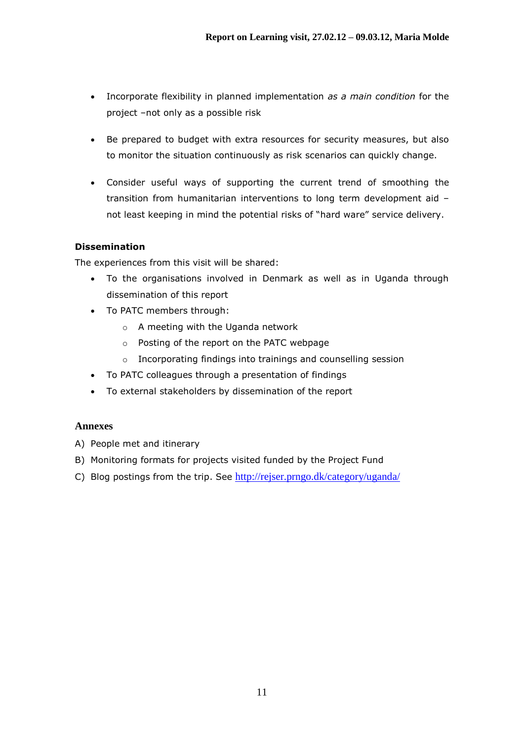- Incorporate flexibility in planned implementation *as a main condition* for the project –not only as a possible risk

- Be prepared to budget with extra resources for security measures, but also to monitor the situation continuously as risk scenarios can quickly change.

- Consider useful ways of supporting the current trend of smoothing the transition from humanitarian interventions to long term development aid – not least keeping in mind the potential risks of "hard ware" service delivery.

**Dissemination**

The experiences from this visit will be shared:

- To the organisations involved in Denmark as well as in Uganda through dissemination of this report
- To PATC members through:
  - A meeting with the Uganda network
  - Posting of the report on the PATC webpage
  - Incorporating findings into trainings and counselling session
- To PATC colleagues through a presentation of findings
- To external stakeholders by dissemination of the report

**Annexes**

A) People met and itinerary
B) Monitoring formats for projects visited funded by the Project Fund
C) Blog postings from the trip. See http://rejser.prngo.dk/category/uganda/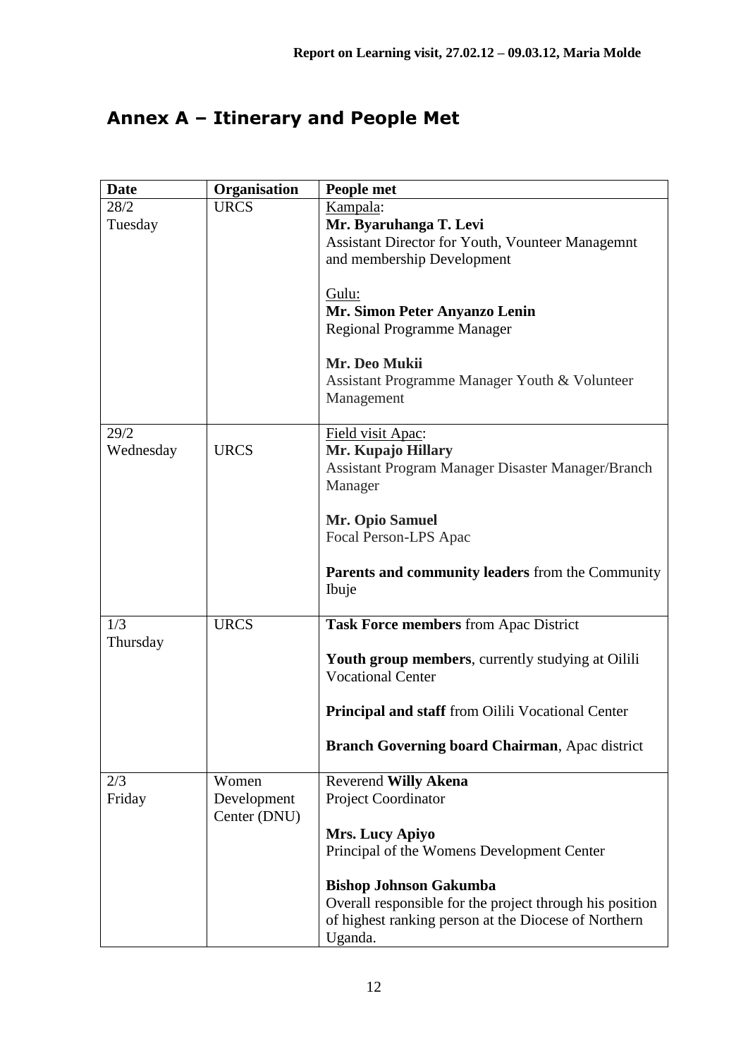# Annex A – Itinerary and People Met

| Date | Organisation | People met |
|---|---|---|
| 28/2 Tuesday | URCS | Kampala:<br>**Mr. Byaruhanga T. Levi**<br>Assistant Director for Youth, Vounteer Managemnt and membership Development<br><br>Gulu:<br>**Mr. Simon Peter Anyanzo Lenin**<br>Regional Programme Manager<br><br>**Mr. Deo Mukii**<br>Assistant Programme Manager Youth & Volunteer Management |
| 29/2 Wednesday | URCS | Field visit Apac:<br>**Mr. Kupajo Hillary**<br>Assistant Program Manager Disaster Manager/Branch Manager<br><br>**Mr. Opio Samuel**<br>Focal Person-LPS Apac<br><br>**Parents and community leaders** from the Community Ibuje |
| 1/3 Thursday | URCS | **Task Force members** from Apac District<br><br>**Youth group members**, currently studying at Oilili Vocational Center<br><br>**Principal and staff** from Oilili Vocational Center<br><br>**Branch Governing board Chairman**, Apac district |
| 2/3 Friday | Women Development Center (DNU) | Reverend **Willy Akena**<br>Project Coordinator<br><br>**Mrs. Lucy Apiyo**<br>Principal of the Womens Development Center<br><br>**Bishop Johnson Gakumba**<br>Overall responsible for the project through his position of highest ranking person at the Diocese of Northern Uganda. |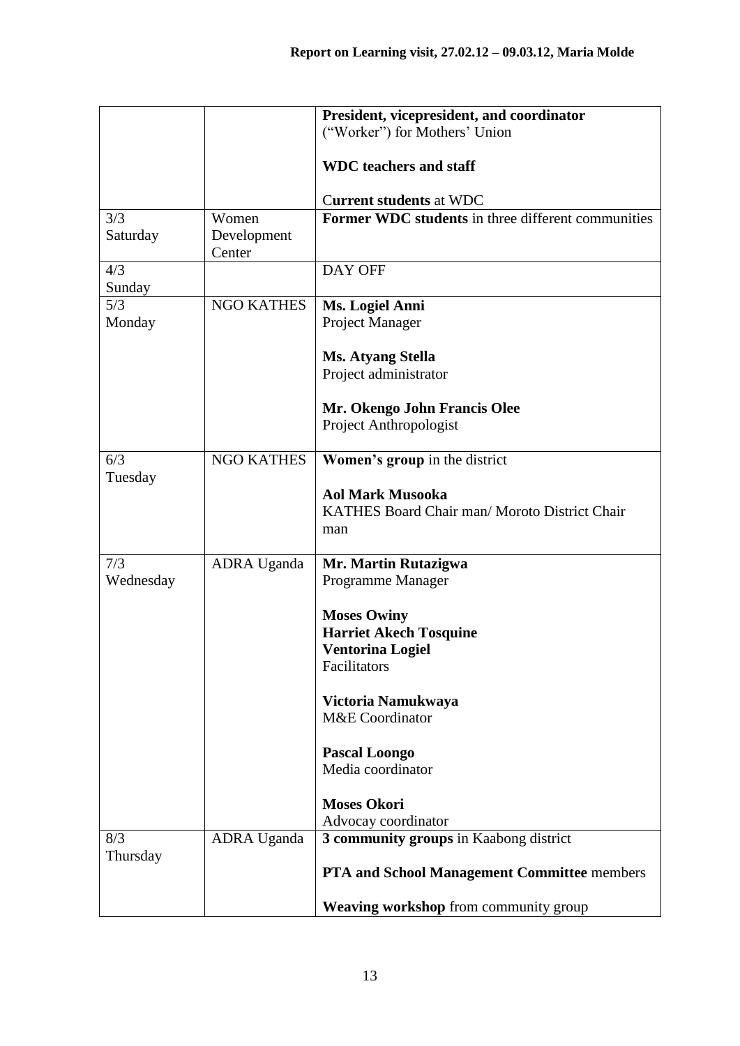| | | |
|---|---|---|
| | | **President, vicepresident, and coordinator** ("Worker") for Mothers' Union<br><br>**WDC teachers and staff**<br><br>C**urrent students** at WDC |
| 3/3 Saturday | Women Development Center | **Former WDC students** in three different communities |
| 4/3 Sunday | | DAY OFF |
| 5/3 Monday | NGO KATHES | **Ms. Logiel Anni**<br>Project Manager<br><br>**Ms. Atyang Stella**<br>Project administrator<br><br>**Mr. Okengo John Francis Olee**<br>Project Anthropologist |
| 6/3 Tuesday | NGO KATHES | **Women's group** in the district<br><br>**Aol Mark Musooka**<br>KATHES Board Chair man/ Moroto District Chair man |
| 7/3 Wednesday | ADRA Uganda | **Mr. Martin Rutazigwa**<br>Programme Manager<br><br>**Moses Owiny**<br>**Harriet Akech Tosquine**<br>**Ventorina Logiel**<br>Facilitators<br><br>**Victoria Namukwaya**<br>M&E Coordinator<br><br>**Pascal Loongo**<br>Media coordinator<br><br>**Moses Okori**<br>Advocay coordinator |
| 8/3 Thursday | ADRA Uganda | **3 community groups** in Kaabong district<br><br>**PTA and School Management Committee** members<br><br>**Weaving workshop** from community group |